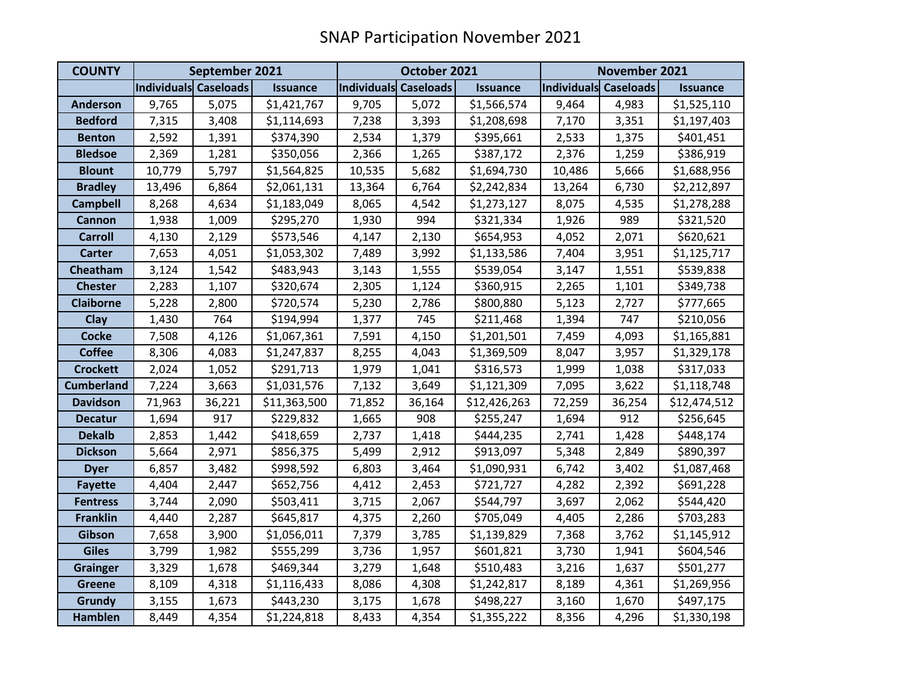# SNAP Participation November 2021

| COUNTY | September 2021 | | | October 2021 | | | November 2021 | | |
|---|---|---|---|---|---|---|---|---|---|
| | Individuals | Caseloads | Issuance | Individuals | Caseloads | Issuance | Individuals | Caseloads | Issuance |
| Anderson | 9,765 | 5,075 | $1,421,767 | 9,705 | 5,072 | $1,566,574 | 9,464 | 4,983 | $1,525,110 |
| Bedford | 7,315 | 3,408 | $1,114,693 | 7,238 | 3,393 | $1,208,698 | 7,170 | 3,351 | $1,197,403 |
| Benton | 2,592 | 1,391 | $374,390 | 2,534 | 1,379 | $395,661 | 2,533 | 1,375 | $401,451 |
| Bledsoe | 2,369 | 1,281 | $350,056 | 2,366 | 1,265 | $387,172 | 2,376 | 1,259 | $386,919 |
| Blount | 10,779 | 5,797 | $1,564,825 | 10,535 | 5,682 | $1,694,730 | 10,486 | 5,666 | $1,688,956 |
| Bradley | 13,496 | 6,864 | $2,061,131 | 13,364 | 6,764 | $2,242,834 | 13,264 | 6,730 | $2,212,897 |
| Campbell | 8,268 | 4,634 | $1,183,049 | 8,065 | 4,542 | $1,273,127 | 8,075 | 4,535 | $1,278,288 |
| Cannon | 1,938 | 1,009 | $295,270 | 1,930 | 994 | $321,334 | 1,926 | 989 | $321,520 |
| Carroll | 4,130 | 2,129 | $573,546 | 4,147 | 2,130 | $654,953 | 4,052 | 2,071 | $620,621 |
| Carter | 7,653 | 4,051 | $1,053,302 | 7,489 | 3,992 | $1,133,586 | 7,404 | 3,951 | $1,125,717 |
| Cheatham | 3,124 | 1,542 | $483,943 | 3,143 | 1,555 | $539,054 | 3,147 | 1,551 | $539,838 |
| Chester | 2,283 | 1,107 | $320,674 | 2,305 | 1,124 | $360,915 | 2,265 | 1,101 | $349,738 |
| Claiborne | 5,228 | 2,800 | $720,574 | 5,230 | 2,786 | $800,880 | 5,123 | 2,727 | $777,665 |
| Clay | 1,430 | 764 | $194,994 | 1,377 | 745 | $211,468 | 1,394 | 747 | $210,056 |
| Cocke | 7,508 | 4,126 | $1,067,361 | 7,591 | 4,150 | $1,201,501 | 7,459 | 4,093 | $1,165,881 |
| Coffee | 8,306 | 4,083 | $1,247,837 | 8,255 | 4,043 | $1,369,509 | 8,047 | 3,957 | $1,329,178 |
| Crockett | 2,024 | 1,052 | $291,713 | 1,979 | 1,041 | $316,573 | 1,999 | 1,038 | $317,033 |
| Cumberland | 7,224 | 3,663 | $1,031,576 | 7,132 | 3,649 | $1,121,309 | 7,095 | 3,622 | $1,118,748 |
| Davidson | 71,963 | 36,221 | $11,363,500 | 71,852 | 36,164 | $12,426,263 | 72,259 | 36,254 | $12,474,512 |
| Decatur | 1,694 | 917 | $229,832 | 1,665 | 908 | $255,247 | 1,694 | 912 | $256,645 |
| Dekalb | 2,853 | 1,442 | $418,659 | 2,737 | 1,418 | $444,235 | 2,741 | 1,428 | $448,174 |
| Dickson | 5,664 | 2,971 | $856,375 | 5,499 | 2,912 | $913,097 | 5,348 | 2,849 | $890,397 |
| Dyer | 6,857 | 3,482 | $998,592 | 6,803 | 3,464 | $1,090,931 | 6,742 | 3,402 | $1,087,468 |
| Fayette | 4,404 | 2,447 | $652,756 | 4,412 | 2,453 | $721,727 | 4,282 | 2,392 | $691,228 |
| Fentress | 3,744 | 2,090 | $503,411 | 3,715 | 2,067 | $544,797 | 3,697 | 2,062 | $544,420 |
| Franklin | 4,440 | 2,287 | $645,817 | 4,375 | 2,260 | $705,049 | 4,405 | 2,286 | $703,283 |
| Gibson | 7,658 | 3,900 | $1,056,011 | 7,379 | 3,785 | $1,139,829 | 7,368 | 3,762 | $1,145,912 |
| Giles | 3,799 | 1,982 | $555,299 | 3,736 | 1,957 | $601,821 | 3,730 | 1,941 | $604,546 |
| Grainger | 3,329 | 1,678 | $469,344 | 3,279 | 1,648 | $510,483 | 3,216 | 1,637 | $501,277 |
| Greene | 8,109 | 4,318 | $1,116,433 | 8,086 | 4,308 | $1,242,817 | 8,189 | 4,361 | $1,269,956 |
| Grundy | 3,155 | 1,673 | $443,230 | 3,175 | 1,678 | $498,227 | 3,160 | 1,670 | $497,175 |
| Hamblen | 8,449 | 4,354 | $1,224,818 | 8,433 | 4,354 | $1,355,222 | 8,356 | 4,296 | $1,330,198 |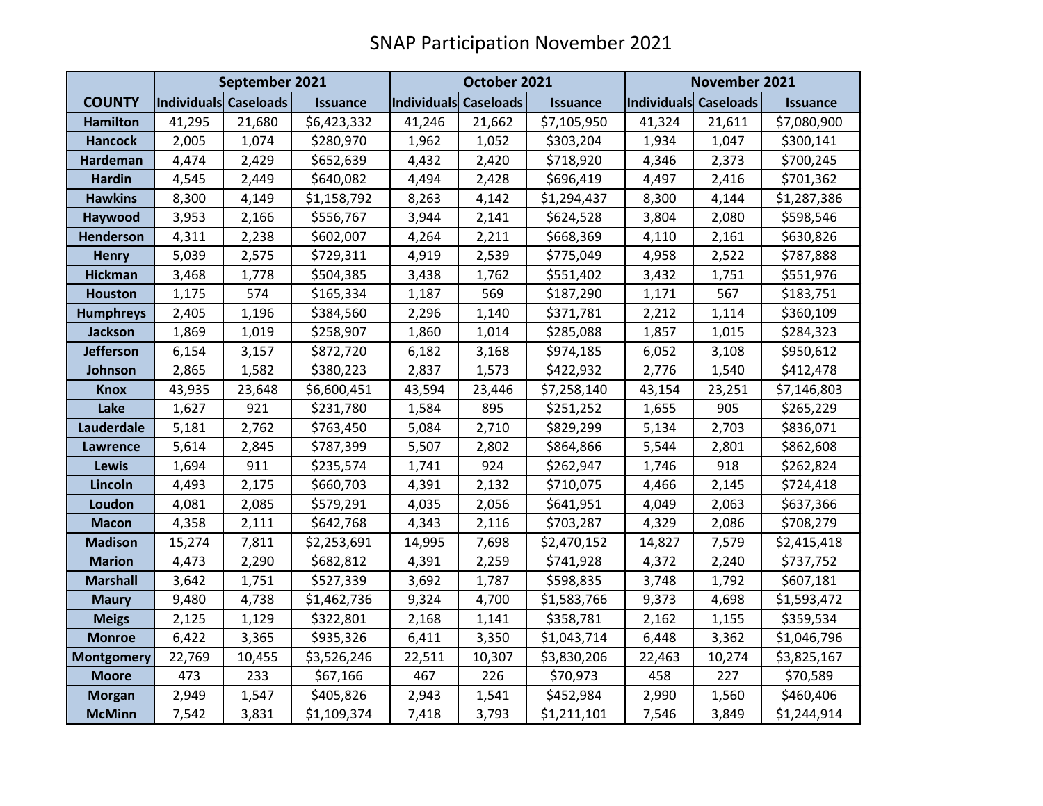# SNAP Participation November 2021

| | September 2021 | | | October 2021 | | | November 2021 | | |
|---|---|---|---|---|---|---|---|---|---|
| **COUNTY** | **Individuals** | **Caseloads** | **Issuance** | **Individuals** | **Caseloads** | **Issuance** | **Individuals** | **Caseloads** | **Issuance** |
| **Hamilton** | 41,295 | 21,680 | $6,423,332 | 41,246 | 21,662 | $7,105,950 | 41,324 | 21,611 | $7,080,900 |
| **Hancock** | 2,005 | 1,074 | $280,970 | 1,962 | 1,052 | $303,204 | 1,934 | 1,047 | $300,141 |
| **Hardeman** | 4,474 | 2,429 | $652,639 | 4,432 | 2,420 | $718,920 | 4,346 | 2,373 | $700,245 |
| **Hardin** | 4,545 | 2,449 | $640,082 | 4,494 | 2,428 | $696,419 | 4,497 | 2,416 | $701,362 |
| **Hawkins** | 8,300 | 4,149 | $1,158,792 | 8,263 | 4,142 | $1,294,437 | 8,300 | 4,144 | $1,287,386 |
| **Haywood** | 3,953 | 2,166 | $556,767 | 3,944 | 2,141 | $624,528 | 3,804 | 2,080 | $598,546 |
| **Henderson** | 4,311 | 2,238 | $602,007 | 4,264 | 2,211 | $668,369 | 4,110 | 2,161 | $630,826 |
| **Henry** | 5,039 | 2,575 | $729,311 | 4,919 | 2,539 | $775,049 | 4,958 | 2,522 | $787,888 |
| **Hickman** | 3,468 | 1,778 | $504,385 | 3,438 | 1,762 | $551,402 | 3,432 | 1,751 | $551,976 |
| **Houston** | 1,175 | 574 | $165,334 | 1,187 | 569 | $187,290 | 1,171 | 567 | $183,751 |
| **Humphreys** | 2,405 | 1,196 | $384,560 | 2,296 | 1,140 | $371,781 | 2,212 | 1,114 | $360,109 |
| **Jackson** | 1,869 | 1,019 | $258,907 | 1,860 | 1,014 | $285,088 | 1,857 | 1,015 | $284,323 |
| **Jefferson** | 6,154 | 3,157 | $872,720 | 6,182 | 3,168 | $974,185 | 6,052 | 3,108 | $950,612 |
| **Johnson** | 2,865 | 1,582 | $380,223 | 2,837 | 1,573 | $422,932 | 2,776 | 1,540 | $412,478 |
| **Knox** | 43,935 | 23,648 | $6,600,451 | 43,594 | 23,446 | $7,258,140 | 43,154 | 23,251 | $7,146,803 |
| **Lake** | 1,627 | 921 | $231,780 | 1,584 | 895 | $251,252 | 1,655 | 905 | $265,229 |
| **Lauderdale** | 5,181 | 2,762 | $763,450 | 5,084 | 2,710 | $829,299 | 5,134 | 2,703 | $836,071 |
| **Lawrence** | 5,614 | 2,845 | $787,399 | 5,507 | 2,802 | $864,866 | 5,544 | 2,801 | $862,608 |
| **Lewis** | 1,694 | 911 | $235,574 | 1,741 | 924 | $262,947 | 1,746 | 918 | $262,824 |
| **Lincoln** | 4,493 | 2,175 | $660,703 | 4,391 | 2,132 | $710,075 | 4,466 | 2,145 | $724,418 |
| **Loudon** | 4,081 | 2,085 | $579,291 | 4,035 | 2,056 | $641,951 | 4,049 | 2,063 | $637,366 |
| **Macon** | 4,358 | 2,111 | $642,768 | 4,343 | 2,116 | $703,287 | 4,329 | 2,086 | $708,279 |
| **Madison** | 15,274 | 7,811 | $2,253,691 | 14,995 | 7,698 | $2,470,152 | 14,827 | 7,579 | $2,415,418 |
| **Marion** | 4,473 | 2,290 | $682,812 | 4,391 | 2,259 | $741,928 | 4,372 | 2,240 | $737,752 |
| **Marshall** | 3,642 | 1,751 | $527,339 | 3,692 | 1,787 | $598,835 | 3,748 | 1,792 | $607,181 |
| **Maury** | 9,480 | 4,738 | $1,462,736 | 9,324 | 4,700 | $1,583,766 | 9,373 | 4,698 | $1,593,472 |
| **Meigs** | 2,125 | 1,129 | $322,801 | 2,168 | 1,141 | $358,781 | 2,162 | 1,155 | $359,534 |
| **Monroe** | 6,422 | 3,365 | $935,326 | 6,411 | 3,350 | $1,043,714 | 6,448 | 3,362 | $1,046,796 |
| **Montgomery** | 22,769 | 10,455 | $3,526,246 | 22,511 | 10,307 | $3,830,206 | 22,463 | 10,274 | $3,825,167 |
| **Moore** | 473 | 233 | $67,166 | 467 | 226 | $70,973 | 458 | 227 | $70,589 |
| **Morgan** | 2,949 | 1,547 | $405,826 | 2,943 | 1,541 | $452,984 | 2,990 | 1,560 | $460,406 |
| **McMinn** | 7,542 | 3,831 | $1,109,374 | 7,418 | 3,793 | $1,211,101 | 7,546 | 3,849 | $1,244,914 |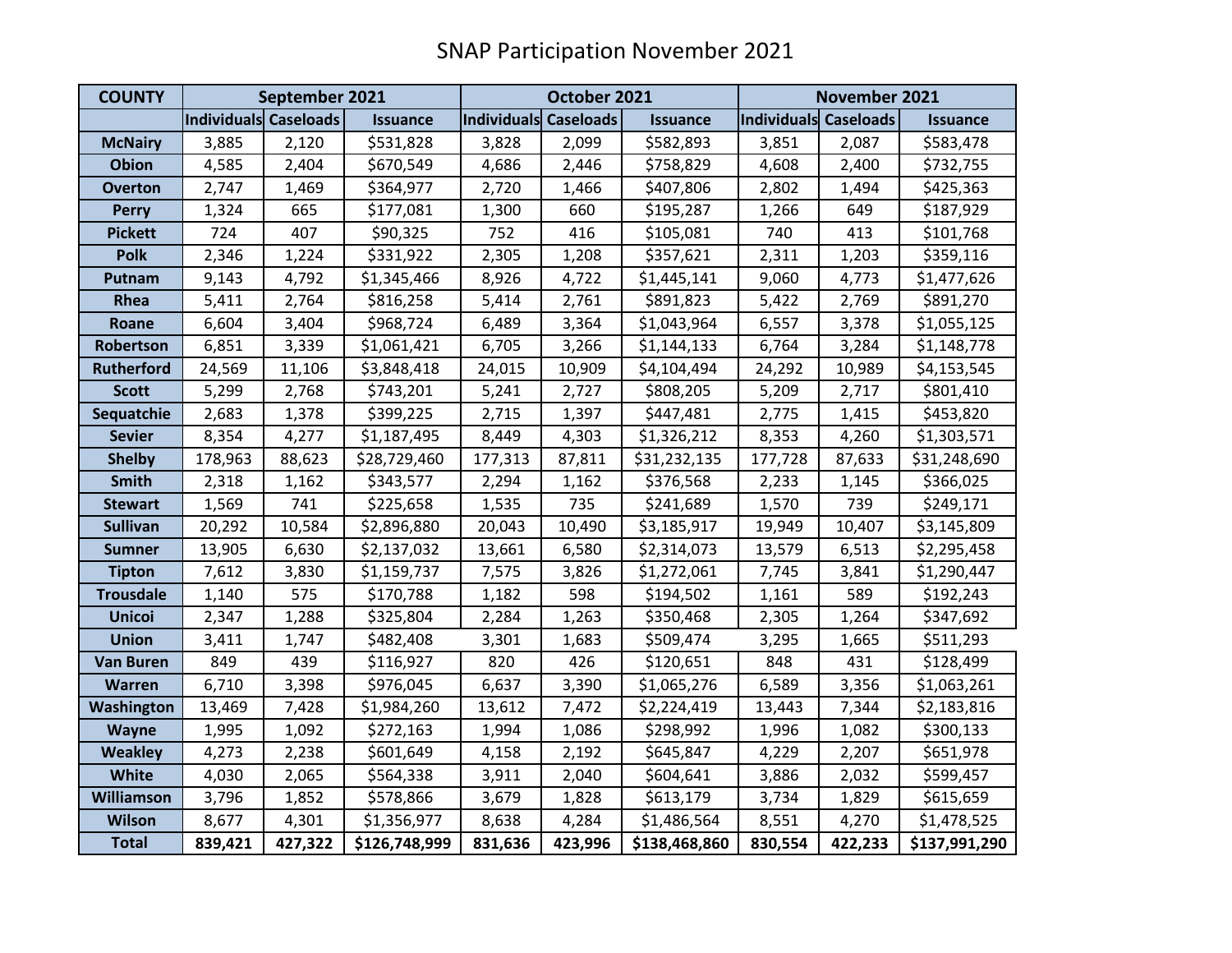# SNAP Participation November 2021

| COUNTY | September 2021 | | | October 2021 | | | November 2021 | | |
|---|---|---|---|---|---|---|---|---|---|
| | Individuals | Caseloads | Issuance | Individuals | Caseloads | Issuance | Individuals | Caseloads | Issuance |
| McNairy | 3,885 | 2,120 | $531,828 | 3,828 | 2,099 | $582,893 | 3,851 | 2,087 | $583,478 |
| Obion | 4,585 | 2,404 | $670,549 | 4,686 | 2,446 | $758,829 | 4,608 | 2,400 | $732,755 |
| Overton | 2,747 | 1,469 | $364,977 | 2,720 | 1,466 | $407,806 | 2,802 | 1,494 | $425,363 |
| Perry | 1,324 | 665 | $177,081 | 1,300 | 660 | $195,287 | 1,266 | 649 | $187,929 |
| Pickett | 724 | 407 | $90,325 | 752 | 416 | $105,081 | 740 | 413 | $101,768 |
| Polk | 2,346 | 1,224 | $331,922 | 2,305 | 1,208 | $357,621 | 2,311 | 1,203 | $359,116 |
| Putnam | 9,143 | 4,792 | $1,345,466 | 8,926 | 4,722 | $1,445,141 | 9,060 | 4,773 | $1,477,626 |
| Rhea | 5,411 | 2,764 | $816,258 | 5,414 | 2,761 | $891,823 | 5,422 | 2,769 | $891,270 |
| Roane | 6,604 | 3,404 | $968,724 | 6,489 | 3,364 | $1,043,964 | 6,557 | 3,378 | $1,055,125 |
| Robertson | 6,851 | 3,339 | $1,061,421 | 6,705 | 3,266 | $1,144,133 | 6,764 | 3,284 | $1,148,778 |
| Rutherford | 24,569 | 11,106 | $3,848,418 | 24,015 | 10,909 | $4,104,494 | 24,292 | 10,989 | $4,153,545 |
| Scott | 5,299 | 2,768 | $743,201 | 5,241 | 2,727 | $808,205 | 5,209 | 2,717 | $801,410 |
| Sequatchie | 2,683 | 1,378 | $399,225 | 2,715 | 1,397 | $447,481 | 2,775 | 1,415 | $453,820 |
| Sevier | 8,354 | 4,277 | $1,187,495 | 8,449 | 4,303 | $1,326,212 | 8,353 | 4,260 | $1,303,571 |
| Shelby | 178,963 | 88,623 | $28,729,460 | 177,313 | 87,811 | $31,232,135 | 177,728 | 87,633 | $31,248,690 |
| Smith | 2,318 | 1,162 | $343,577 | 2,294 | 1,162 | $376,568 | 2,233 | 1,145 | $366,025 |
| Stewart | 1,569 | 741 | $225,658 | 1,535 | 735 | $241,689 | 1,570 | 739 | $249,171 |
| Sullivan | 20,292 | 10,584 | $2,896,880 | 20,043 | 10,490 | $3,185,917 | 19,949 | 10,407 | $3,145,809 |
| Sumner | 13,905 | 6,630 | $2,137,032 | 13,661 | 6,580 | $2,314,073 | 13,579 | 6,513 | $2,295,458 |
| Tipton | 7,612 | 3,830 | $1,159,737 | 7,575 | 3,826 | $1,272,061 | 7,745 | 3,841 | $1,290,447 |
| Trousdale | 1,140 | 575 | $170,788 | 1,182 | 598 | $194,502 | 1,161 | 589 | $192,243 |
| Unicoi | 2,347 | 1,288 | $325,804 | 2,284 | 1,263 | $350,468 | 2,305 | 1,264 | $347,692 |
| Union | 3,411 | 1,747 | $482,408 | 3,301 | 1,683 | $509,474 | 3,295 | 1,665 | $511,293 |
| Van Buren | 849 | 439 | $116,927 | 820 | 426 | $120,651 | 848 | 431 | $128,499 |
| Warren | 6,710 | 3,398 | $976,045 | 6,637 | 3,390 | $1,065,276 | 6,589 | 3,356 | $1,063,261 |
| Washington | 13,469 | 7,428 | $1,984,260 | 13,612 | 7,472 | $2,224,419 | 13,443 | 7,344 | $2,183,816 |
| Wayne | 1,995 | 1,092 | $272,163 | 1,994 | 1,086 | $298,992 | 1,996 | 1,082 | $300,133 |
| Weakley | 4,273 | 2,238 | $601,649 | 4,158 | 2,192 | $645,847 | 4,229 | 2,207 | $651,978 |
| White | 4,030 | 2,065 | $564,338 | 3,911 | 2,040 | $604,641 | 3,886 | 2,032 | $599,457 |
| Williamson | 3,796 | 1,852 | $578,866 | 3,679 | 1,828 | $613,179 | 3,734 | 1,829 | $615,659 |
| Wilson | 8,677 | 4,301 | $1,356,977 | 8,638 | 4,284 | $1,486,564 | 8,551 | 4,270 | $1,478,525 |
| **Total** | **839,421** | **427,322** | **$126,748,999** | **831,636** | **423,996** | **$138,468,860** | **830,554** | **422,233** | **$137,991,290** |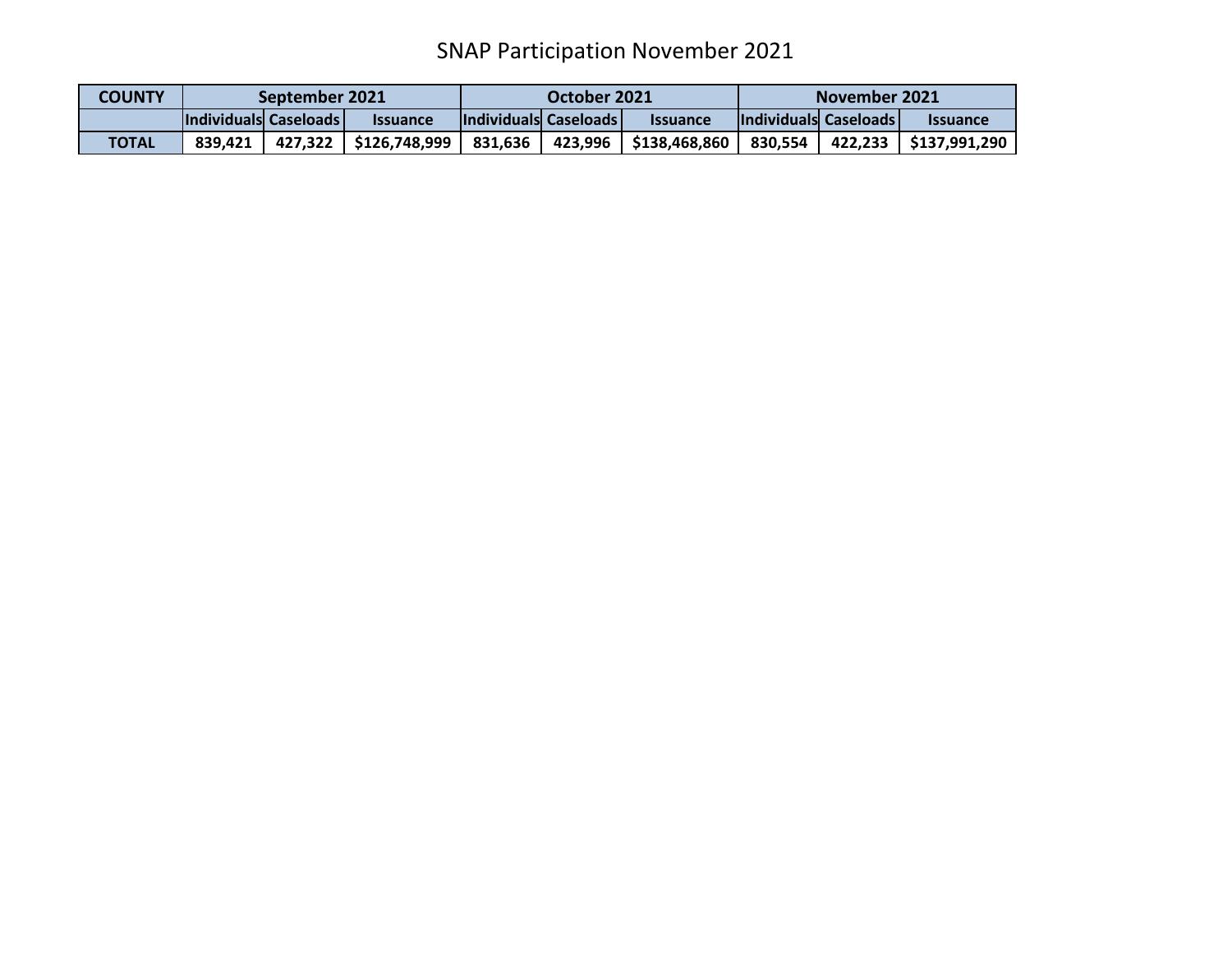# SNAP Participation November 2021

| COUNTY | September 2021 | | | October 2021 | | | November 2021 | | |
|---|---|---|---|---|---|---|---|---|---|
| | Individuals | Caseloads | Issuance | Individuals | Caseloads | Issuance | Individuals | Caseloads | Issuance |
| TOTAL | 839,421 | 427,322 | $126,748,999 | 831,636 | 423,996 | $138,468,860 | 830,554 | 422,233 | $137,991,290 |